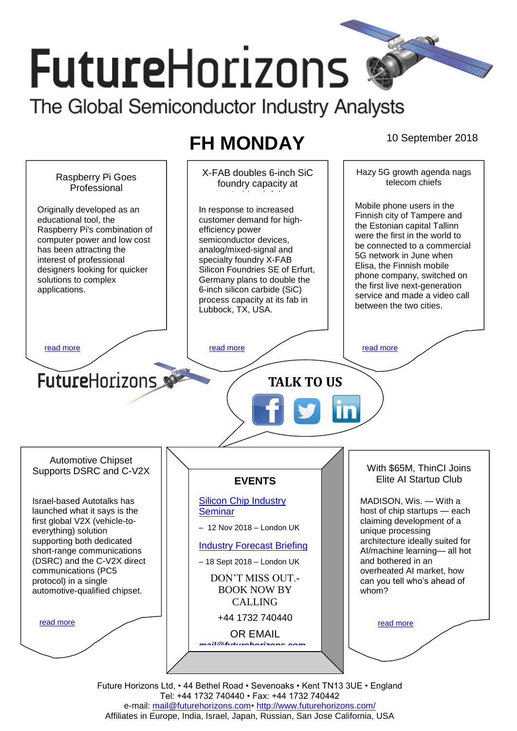# FutureHorizons

The Global Semiconductor Industry Analysts

## FH MONDAY

10 September 2018

### Raspberry Pi Goes Professional

Originally developed as an educational tool, the Raspberry Pi's combination of computer power and low cost has been attracting the interest of professional designers looking for quicker solutions to complex applications.

read more

### X-FAB doubles 6-inch SiC foundry capacity at

In response to increased customer demand for high-efficiency power semiconductor devices, analog/mixed-signal and specialty foundry X-FAB Silicon Foundries SE of Erfurt, Germany plans to double the 6-inch silicon carbide (SiC) process capacity at its fab in Lubbock, TX, USA.

read more

### Hazy 5G growth agenda nags telecom chiefs

Mobile phone users in the Finnish city of Tampere and the Estonian capital Tallinn were the first in the world to be connected to a commercial 5G network in June when Elisa, the Finnish mobile phone company, switched on the first live next-generation service and made a video call between the two cities.

read more

FutureHorizons

**TALK TO US**

### Automotive Chipset Supports DSRC and C-V2X

Israel-based Autotalks has launched what it says is the first global V2X (vehicle-to-everything) solution supporting both dedicated short-range communications (DSRC) and the C-V2X direct communications (PC5 protocol) in a single automotive-qualified chipset.

read more

### EVENTS

Silicon Chip Industry Seminar

– 12 Nov 2018 – London UK

Industry Forecast Briefing

– 18 Sept 2018 – London UK

DON'T MISS OUT.- BOOK NOW BY CALLING

+44 1732 740440

OR EMAIL

mail@futurehorizons.com

### With $65M, ThinCI Joins Elite AI Startup Club

MADISON, Wis. — With a host of chip startups — each claiming development of a unique processing architecture ideally suited for AI/machine learning— all hot and bothered in an overheated AI market, how can you tell who's ahead of whom?

read more

Future Horizons Ltd, • 44 Bethel Road • Sevenoaks • Kent TN13 3UE • England
Tel: +44 1732 740440 • Fax: +44 1732 740442
e-mail: mail@futurehorizons.com• http://www.futurehorizons.com/
Affiliates in Europe, India, Israel, Japan, Russian, San Jose California, USA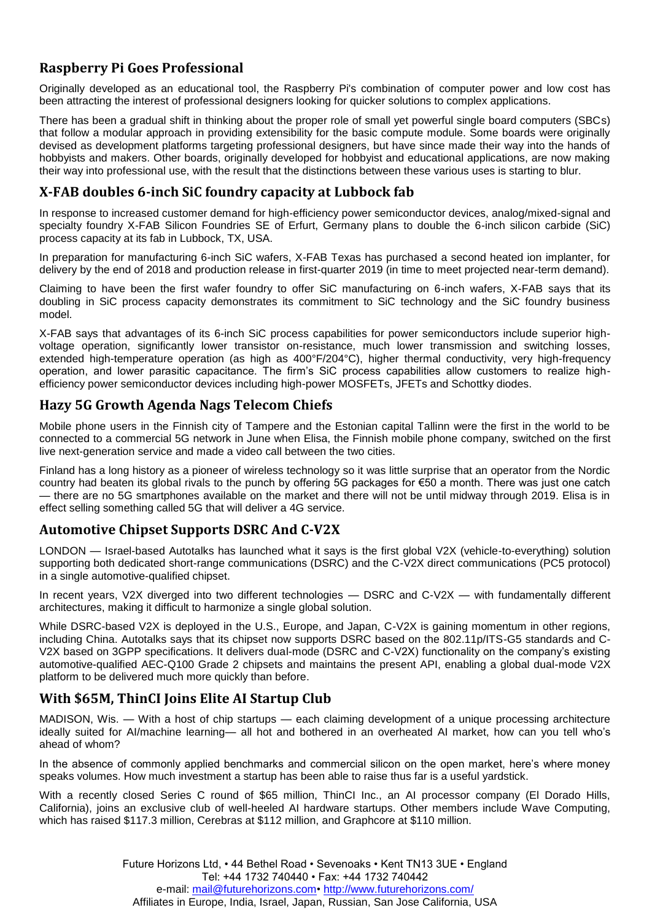## Raspberry Pi Goes Professional

Originally developed as an educational tool, the Raspberry Pi's combination of computer power and low cost has been attracting the interest of professional designers looking for quicker solutions to complex applications.

There has been a gradual shift in thinking about the proper role of small yet powerful single board computers (SBCs) that follow a modular approach in providing extensibility for the basic compute module. Some boards were originally devised as development platforms targeting professional designers, but have since made their way into the hands of hobbyists and makers. Other boards, originally developed for hobbyist and educational applications, are now making their way into professional use, with the result that the distinctions between these various uses is starting to blur.

## X-FAB doubles 6-inch SiC foundry capacity at Lubbock fab

In response to increased customer demand for high-efficiency power semiconductor devices, analog/mixed-signal and specialty foundry X-FAB Silicon Foundries SE of Erfurt, Germany plans to double the 6-inch silicon carbide (SiC) process capacity at its fab in Lubbock, TX, USA.

In preparation for manufacturing 6-inch SiC wafers, X-FAB Texas has purchased a second heated ion implanter, for delivery by the end of 2018 and production release in first-quarter 2019 (in time to meet projected near-term demand).

Claiming to have been the first wafer foundry to offer SiC manufacturing on 6-inch wafers, X-FAB says that its doubling in SiC process capacity demonstrates its commitment to SiC technology and the SiC foundry business model.

X-FAB says that advantages of its 6-inch SiC process capabilities for power semiconductors include superior high-voltage operation, significantly lower transistor on-resistance, much lower transmission and switching losses, extended high-temperature operation (as high as 400°F/204°C), higher thermal conductivity, very high-frequency operation, and lower parasitic capacitance. The firm's SiC process capabilities allow customers to realize high-efficiency power semiconductor devices including high-power MOSFETs, JFETs and Schottky diodes.

## Hazy 5G Growth Agenda Nags Telecom Chiefs

Mobile phone users in the Finnish city of Tampere and the Estonian capital Tallinn were the first in the world to be connected to a commercial 5G network in June when Elisa, the Finnish mobile phone company, switched on the first live next-generation service and made a video call between the two cities.

Finland has a long history as a pioneer of wireless technology so it was little surprise that an operator from the Nordic country had beaten its global rivals to the punch by offering 5G packages for €50 a month. There was just one catch — there are no 5G smartphones available on the market and there will not be until midway through 2019. Elisa is in effect selling something called 5G that will deliver a 4G service.

## Automotive Chipset Supports DSRC And C-V2X

LONDON — Israel-based Autotalks has launched what it says is the first global V2X (vehicle-to-everything) solution supporting both dedicated short-range communications (DSRC) and the C-V2X direct communications (PC5 protocol) in a single automotive-qualified chipset.

In recent years, V2X diverged into two different technologies — DSRC and C-V2X — with fundamentally different architectures, making it difficult to harmonize a single global solution.

While DSRC-based V2X is deployed in the U.S., Europe, and Japan, C-V2X is gaining momentum in other regions, including China. Autotalks says that its chipset now supports DSRC based on the 802.11p/ITS-G5 standards and C-V2X based on 3GPP specifications. It delivers dual-mode (DSRC and C-V2X) functionality on the company's existing automotive-qualified AEC-Q100 Grade 2 chipsets and maintains the present API, enabling a global dual-mode V2X platform to be delivered much more quickly than before.

## With $65M, ThinCI Joins Elite AI Startup Club

MADISON, Wis. — With a host of chip startups — each claiming development of a unique processing architecture ideally suited for AI/machine learning— all hot and bothered in an overheated AI market, how can you tell who's ahead of whom?

In the absence of commonly applied benchmarks and commercial silicon on the open market, here's where money speaks volumes. How much investment a startup has been able to raise thus far is a useful yardstick.

With a recently closed Series C round of $65 million, ThinCI Inc., an AI processor company (El Dorado Hills, California), joins an exclusive club of well-heeled AI hardware startups. Other members include Wave Computing, which has raised $117.3 million, Cerebras at $112 million, and Graphcore at $110 million.

Future Horizons Ltd, • 44 Bethel Road • Sevenoaks • Kent TN13 3UE • England
Tel: +44 1732 740440 • Fax: +44 1732 740442
e-mail: mail@futurehorizons.com• http://www.futurehorizons.com/
Affiliates in Europe, India, Israel, Japan, Russian, San Jose California, USA